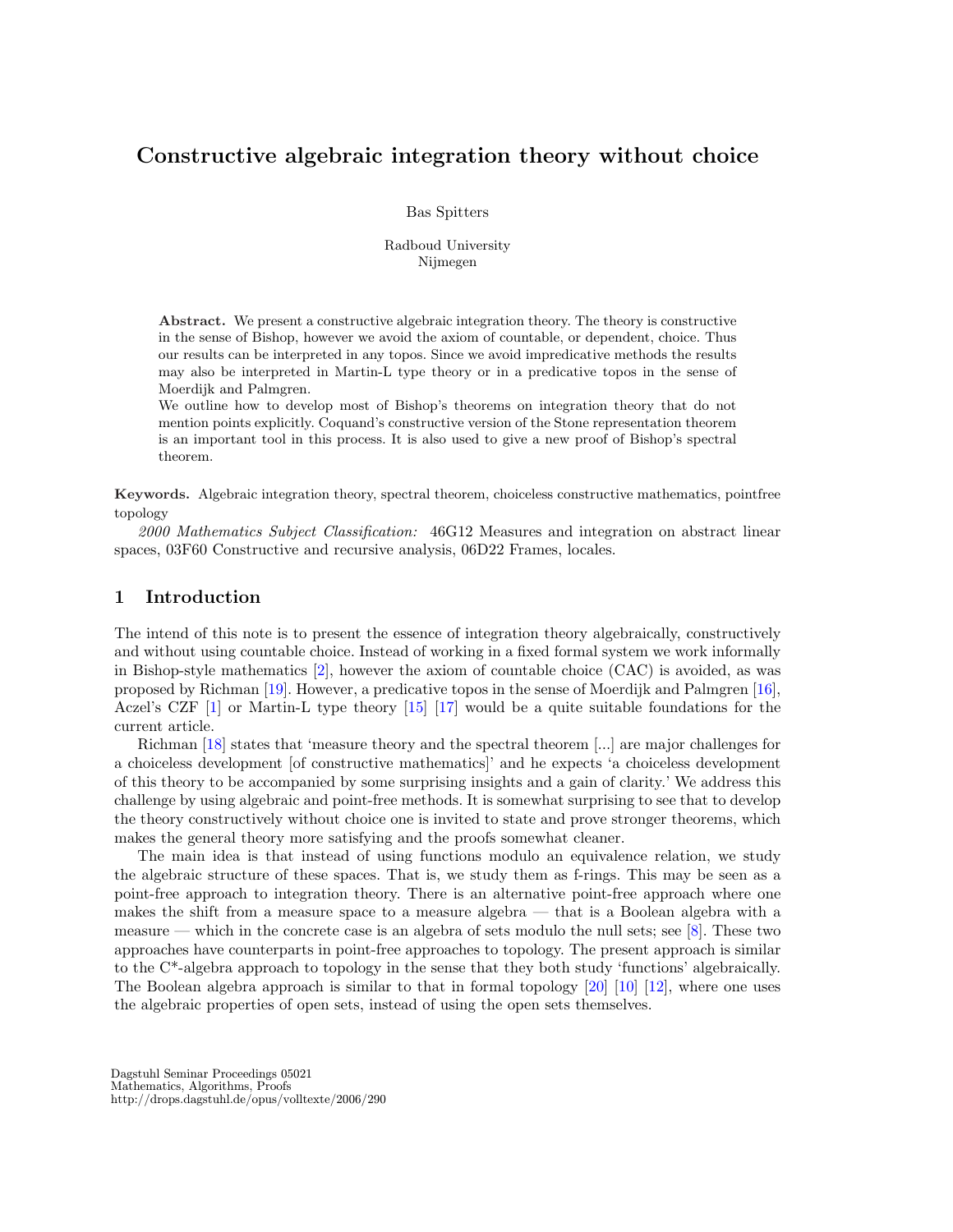# Constructive algebraic integration theory without choice

Bas Spitters

Radboud University
Nijmegen

**Abstract.** We present a constructive algebraic integration theory. The theory is constructive in the sense of Bishop, however we avoid the axiom of countable, or dependent, choice. Thus our results can be interpreted in any topos. Since we avoid impredicative methods the results may also be interpreted in Martin-L type theory or in a predicative topos in the sense of Moerdijk and Palmgren.

We outline how to develop most of Bishop's theorems on integration theory that do not mention points explicitly. Coquand's constructive version of the Stone representation theorem is an important tool in this process. It is also used to give a new proof of Bishop's spectral theorem.

**Keywords.** Algebraic integration theory, spectral theorem, choiceless constructive mathematics, pointfree topology

*2000 Mathematics Subject Classification:* 46G12 Measures and integration on abstract linear spaces, 03F60 Constructive and recursive analysis, 06D22 Frames, locales.

## 1 Introduction

The intend of this note is to present the essence of integration theory algebraically, constructively and without using countable choice. Instead of working in a fixed formal system we work informally in Bishop-style mathematics [2], however the axiom of countable choice (CAC) is avoided, as was proposed by Richman [19]. However, a predicative topos in the sense of Moerdijk and Palmgren [16], Aczel's CZF [1] or Martin-L type theory [15] [17] would be a quite suitable foundations for the current article.

Richman [18] states that 'measure theory and the spectral theorem [...] are major challenges for a choiceless development [of constructive mathematics]' and he expects 'a choiceless development of this theory to be accompanied by some surprising insights and a gain of clarity.' We address this challenge by using algebraic and point-free methods. It is somewhat surprising to see that to develop the theory constructively without choice one is invited to state and prove stronger theorems, which makes the general theory more satisfying and the proofs somewhat cleaner.

The main idea is that instead of using functions modulo an equivalence relation, we study the algebraic structure of these spaces. That is, we study them as f-rings. This may be seen as a point-free approach to integration theory. There is an alternative point-free approach where one makes the shift from a measure space to a measure algebra — that is a Boolean algebra with a measure — which in the concrete case is an algebra of sets modulo the null sets; see [8]. These two approaches have counterparts in point-free approaches to topology. The present approach is similar to the C*-algebra approach to topology in the sense that they both study 'functions' algebraically. The Boolean algebra approach is similar to that in formal topology [20] [10] [12], where one uses the algebraic properties of open sets, instead of using the open sets themselves.

Dagstuhl Seminar Proceedings 05021
Mathematics, Algorithms, Proofs
http://drops.dagstuhl.de/opus/volltexte/2006/290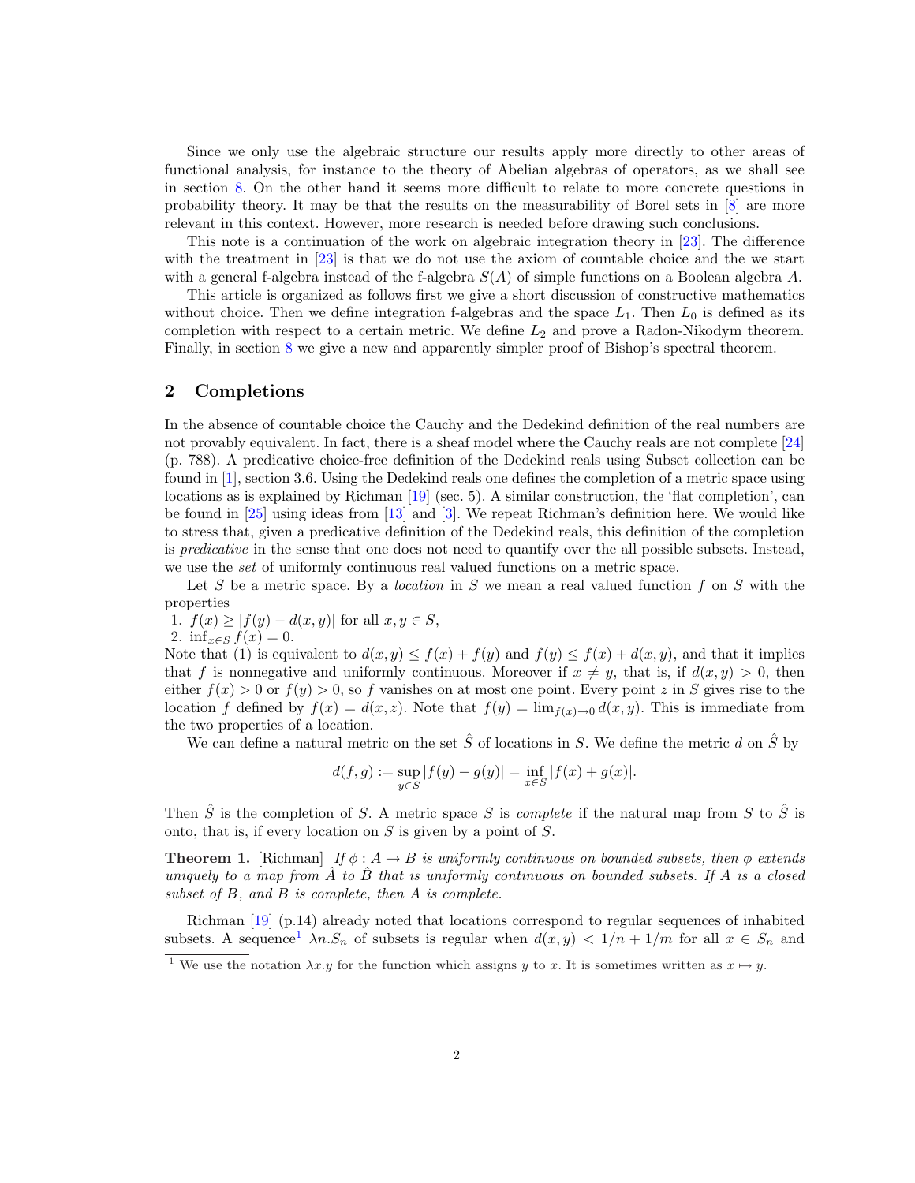Since we only use the algebraic structure our results apply more directly to other areas of functional analysis, for instance to the theory of Abelian algebras of operators, as we shall see in section 8. On the other hand it seems more difficult to relate to more concrete questions in probability theory. It may be that the results on the measurability of Borel sets in [8] are more relevant in this context. However, more research is needed before drawing such conclusions.

This note is a continuation of the work on algebraic integration theory in [23]. The difference with the treatment in [23] is that we do not use the axiom of countable choice and the we start with a general f-algebra instead of the f-algebra $S(A)$ of simple functions on a Boolean algebra $A$.

This article is organized as follows first we give a short discussion of constructive mathematics without choice. Then we define integration f-algebras and the space $L_1$. Then $L_0$ is defined as its completion with respect to a certain metric. We define $L_2$ and prove a Radon-Nikodym theorem. Finally, in section 8 we give a new and apparently simpler proof of Bishop's spectral theorem.

## 2 Completions

In the absence of countable choice the Cauchy and the Dedekind definition of the real numbers are not provably equivalent. In fact, there is a sheaf model where the Cauchy reals are not complete [24] (p. 788). A predicative choice-free definition of the Dedekind reals using Subset collection can be found in [1], section 3.6. Using the Dedekind reals one defines the completion of a metric space using locations as is explained by Richman [19] (sec. 5). A similar construction, the 'flat completion', can be found in [25] using ideas from [13] and [3]. We repeat Richman's definition here. We would like to stress that, given a predicative definition of the Dedekind reals, this definition of the completion is *predicative* in the sense that one does not need to quantify over the all possible subsets. Instead, we use the *set* of uniformly continuous real valued functions on a metric space.

Let $S$ be a metric space. By a *location* in $S$ we mean a real valued function $f$ on $S$ with the properties

1. $f(x) \geq |f(y) - d(x,y)|$ for all $x, y \in S$,
2. $\inf_{x \in S} f(x) = 0$.

Note that (1) is equivalent to $d(x,y) \leq f(x) + f(y)$ and $f(y) \leq f(x) + d(x,y)$, and that it implies that $f$ is nonnegative and uniformly continuous. Moreover if $x \neq y$, that is, if $d(x,y) > 0$, then either $f(x) > 0$ or $f(y) > 0$, so $f$ vanishes on at most one point. Every point $z$ in $S$ gives rise to the location $f$ defined by $f(x) = d(x,z)$. Note that $f(y) = \lim_{f(x)\to 0} d(x,y)$. This is immediate from the two properties of a location.

We can define a natural metric on the set $\hat{S}$ of locations in $S$. We define the metric $d$ on $\hat{S}$ by

$$d(f,g) := \sup_{y \in S} |f(y) - g(y)| = \inf_{x \in S} |f(x) + g(x)|.$$

Then $\hat{S}$ is the completion of $S$. A metric space $S$ is *complete* if the natural map from $S$ to $\hat{S}$ is onto, that is, if every location on $S$ is given by a point of $S$.

**Theorem 1.** [Richman] *If $\phi : A \to B$ is uniformly continuous on bounded subsets, then $\phi$ extends uniquely to a map from $\hat{A}$ to $\hat{B}$ that is uniformly continuous on bounded subsets. If $A$ is a closed subset of $B$, and $B$ is complete, then $A$ is complete.*

Richman [19] (p.14) already noted that locations correspond to regular sequences of inhabited subsets. A sequence[1] $\lambda n.S_n$ of subsets is regular when $d(x,y) < 1/n + 1/m$ for all $x \in S_n$ and

[1] We use the notation $\lambda x.y$ for the function which assigns $y$ to $x$. It is sometimes written as $x \mapsto y$.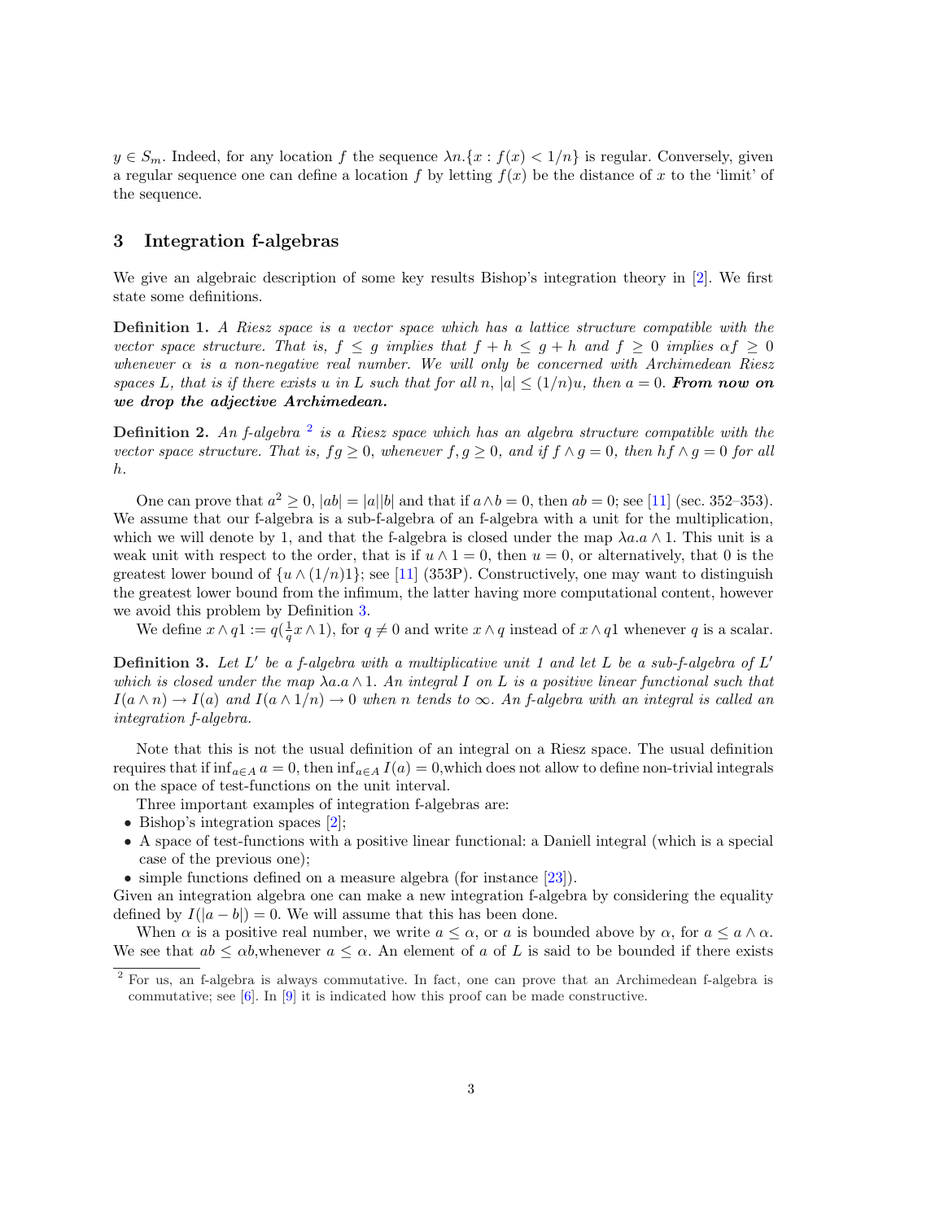$y \in S_m$. Indeed, for any location $f$ the sequence $\lambda n.\{x : f(x) < 1/n\}$ is regular. Conversely, given a regular sequence one can define a location $f$ by letting $f(x)$ be the distance of $x$ to the 'limit' of the sequence.

## 3 Integration f-algebras

We give an algebraic description of some key results Bishop's integration theory in [2]. We first state some definitions.

**Definition 1.** *A Riesz space is a vector space which has a lattice structure compatible with the vector space structure. That is, $f \leq g$ implies that $f + h \leq g + h$ and $f \geq 0$ implies $\alpha f \geq 0$ whenever $\alpha$ is a non-negative real number. We will only be concerned with Archimedean Riesz spaces $L$, that is if there exists $u$ in $L$ such that for all $n$, $|a| \leq (1/n)u$, then $a = 0$.* ***From now on we drop the adjective Archimedean.***

**Definition 2.** *An f-algebra* [2] *is a Riesz space which has an algebra structure compatible with the vector space structure. That is, $fg \geq 0$, whenever $f, g \geq 0$, and if $f \wedge g = 0$, then $hf \wedge g = 0$ for all $h$.*

One can prove that $a^2 \geq 0$, $|ab| = |a||b|$ and that if $a \wedge b = 0$, then $ab = 0$; see [11] (sec. 352–353). We assume that our f-algebra is a sub-f-algebra of an f-algebra with a unit for the multiplication, which we will denote by 1, and that the f-algebra is closed under the map $\lambda a.a \wedge 1$. This unit is a weak unit with respect to the order, that is if $u \wedge 1 = 0$, then $u = 0$, or alternatively, that 0 is the greatest lower bound of $\{u \wedge (1/n)1\}$; see [11] (353P). Constructively, one may want to distinguish the greatest lower bound from the infimum, the latter having more computational content, however we avoid this problem by Definition 3.

We define $x \wedge q1 := q(\frac{1}{q}x \wedge 1)$, for $q \neq 0$ and write $x \wedge q$ instead of $x \wedge q1$ whenever $q$ is a scalar.

**Definition 3.** *Let $L'$ be a f-algebra with a multiplicative unit 1 and let $L$ be a sub-f-algebra of $L'$ which is closed under the map $\lambda a.a \wedge 1$. An integral $I$ on $L$ is a positive linear functional such that $I(a \wedge n) \to I(a)$ and $I(a \wedge 1/n) \to 0$ when $n$ tends to $\infty$. An f-algebra with an integral is called an integration f-algebra.*

Note that this is not the usual definition of an integral on a Riesz space. The usual definition requires that if $\inf_{a \in A} a = 0$, then $\inf_{a \in A} I(a) = 0$,which does not allow to define non-trivial integrals on the space of test-functions on the unit interval.

Three important examples of integration f-algebras are:

- Bishop's integration spaces [2];
- A space of test-functions with a positive linear functional: a Daniell integral (which is a special case of the previous one);
- simple functions defined on a measure algebra (for instance [23]).

Given an integration algebra one can make a new integration f-algebra by considering the equality defined by $I(|a - b|) = 0$. We will assume that this has been done.

When $\alpha$ is a positive real number, we write $a \leq \alpha$, or $a$ is bounded above by $\alpha$, for $a \leq a \wedge \alpha$. We see that $ab \leq \alpha b$,whenever $a \leq \alpha$. An element of $a$ of $L$ is said to be bounded if there exists

[2] For us, an f-algebra is always commutative. In fact, one can prove that an Archimedean f-algebra is commutative; see [6]. In [9] it is indicated how this proof can be made constructive.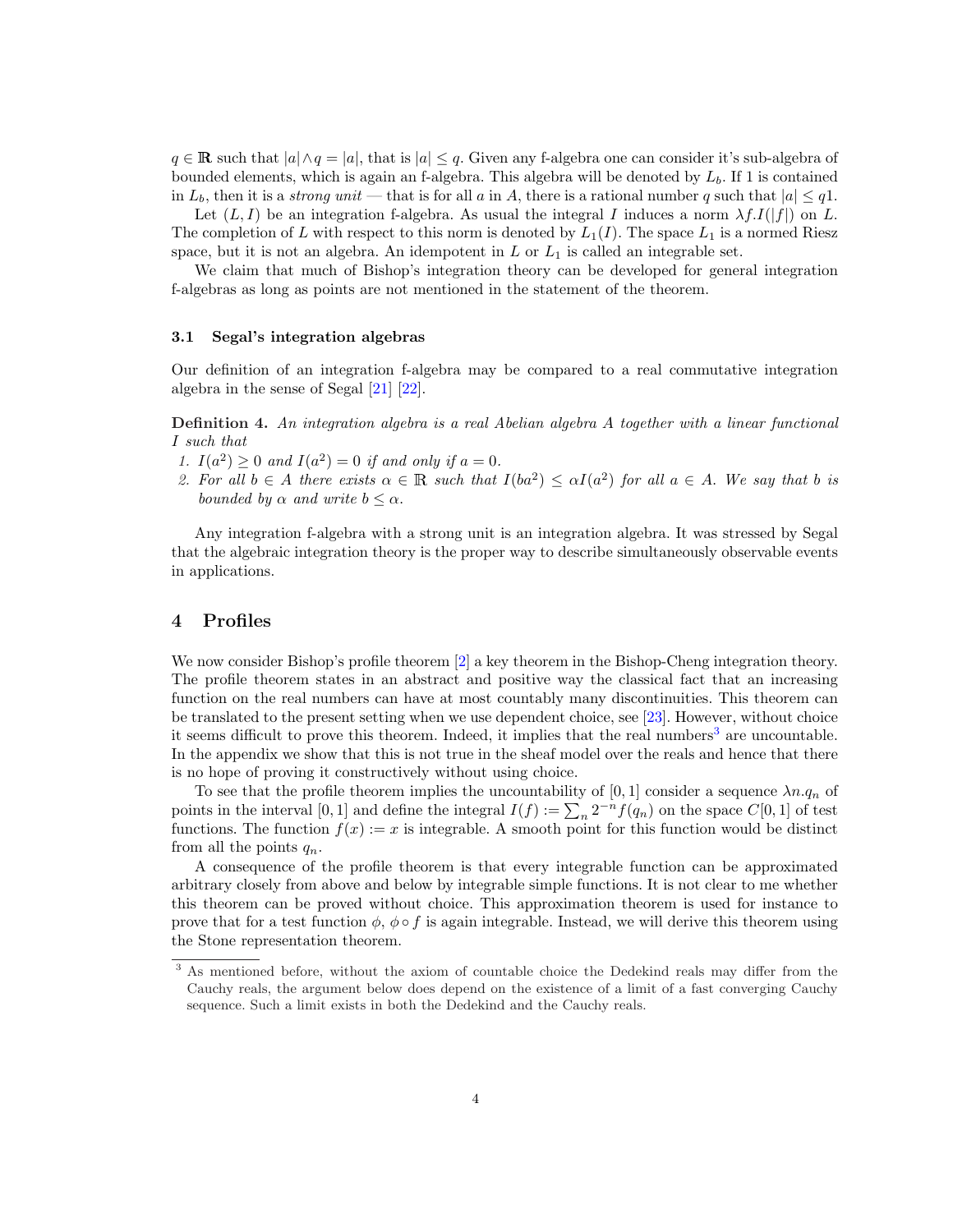$q \in \mathbb{R}$ such that $|a| \wedge q = |a|$, that is $|a| \leq q$. Given any f-algebra one can consider it's sub-algebra of bounded elements, which is again an f-algebra. This algebra will be denoted by $L_b$. If 1 is contained in $L_b$, then it is a *strong unit* — that is for all $a$ in $A$, there is a rational number $q$ such that $|a| \leq q1$.

Let $(L, I)$ be an integration f-algebra. As usual the integral $I$ induces a norm $\lambda f.I(|f|)$ on $L$. The completion of $L$ with respect to this norm is denoted by $L_1(I)$. The space $L_1$ is a normed Riesz space, but it is not an algebra. An idempotent in $L$ or $L_1$ is called an integrable set.

We claim that much of Bishop's integration theory can be developed for general integration f-algebras as long as points are not mentioned in the statement of the theorem.

### 3.1 Segal's integration algebras

Our definition of an integration f-algebra may be compared to a real commutative integration algebra in the sense of Segal [21] [22].

**Definition 4.** *An integration algebra is a real Abelian algebra $A$ together with a linear functional $I$ such that*

1. *$I(a^2) \geq 0$ and $I(a^2) = 0$ if and only if $a = 0$.*
2. *For all $b \in A$ there exists $\alpha \in \mathbb{R}$ such that $I(ba^2) \leq \alpha I(a^2)$ for all $a \in A$. We say that $b$ is bounded by $\alpha$ and write $b \leq \alpha$.*

Any integration f-algebra with a strong unit is an integration algebra. It was stressed by Segal that the algebraic integration theory is the proper way to describe simultaneously observable events in applications.

## 4 Profiles

We now consider Bishop's profile theorem [2] a key theorem in the Bishop-Cheng integration theory. The profile theorem states in an abstract and positive way the classical fact that an increasing function on the real numbers can have at most countably many discontinuities. This theorem can be translated to the present setting when we use dependent choice, see [23]. However, without choice it seems difficult to prove this theorem. Indeed, it implies that the real numbers[3] are uncountable. In the appendix we show that this is not true in the sheaf model over the reals and hence that there is no hope of proving it constructively without using choice.

To see that the profile theorem implies the uncountability of $[0, 1]$ consider a sequence $\lambda n.q_n$ of points in the interval $[0, 1]$ and define the integral $I(f) := \sum_n 2^{-n} f(q_n)$ on the space $C[0, 1]$ of test functions. The function $f(x) := x$ is integrable. A smooth point for this function would be distinct from all the points $q_n$.

A consequence of the profile theorem is that every integrable function can be approximated arbitrary closely from above and below by integrable simple functions. It is not clear to me whether this theorem can be proved without choice. This approximation theorem is used for instance to prove that for a test function $\phi$, $\phi \circ f$ is again integrable. Instead, we will derive this theorem using the Stone representation theorem.

[3] As mentioned before, without the axiom of countable choice the Dedekind reals may differ from the Cauchy reals, the argument below does depend on the existence of a limit of a fast converging Cauchy sequence. Such a limit exists in both the Dedekind and the Cauchy reals.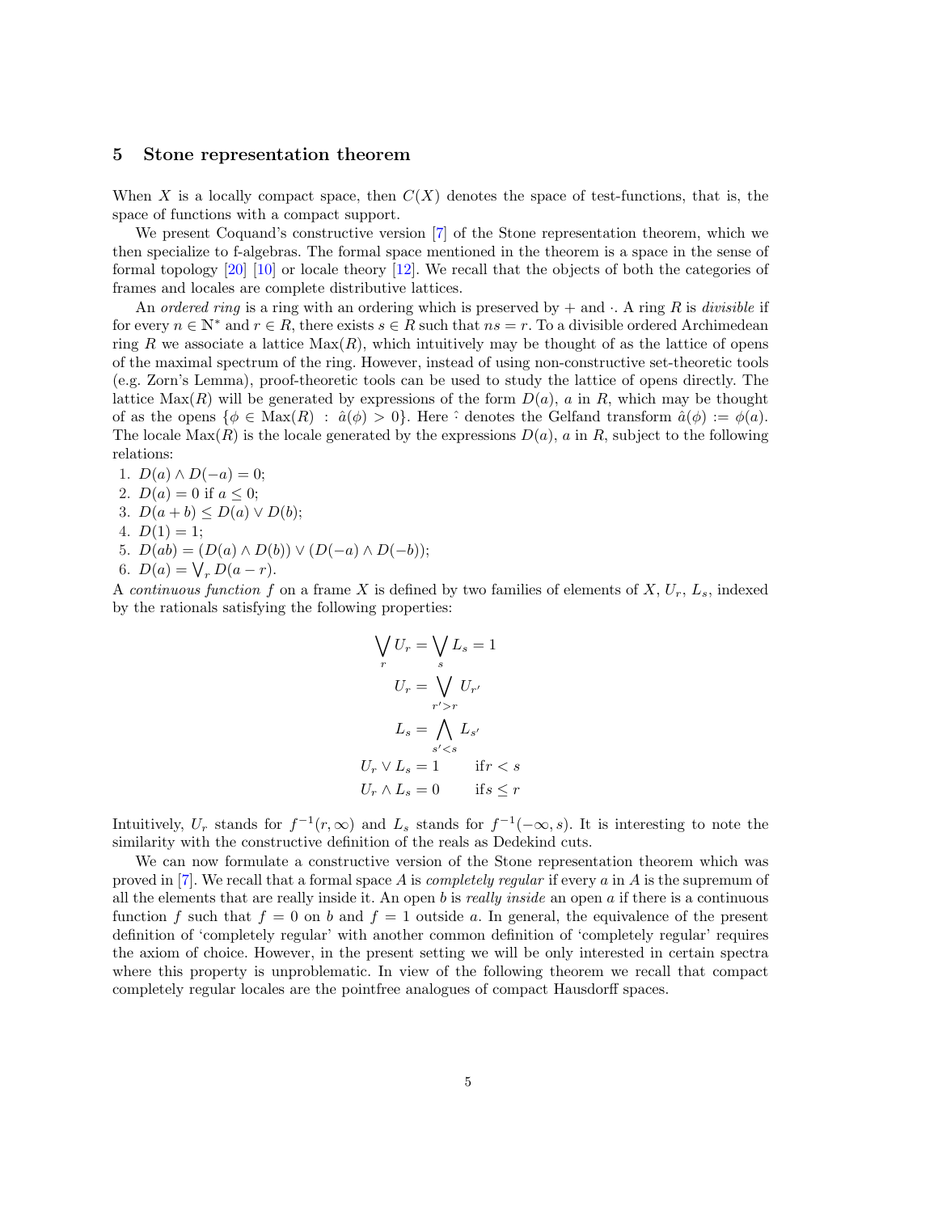## 5 Stone representation theorem

When $X$ is a locally compact space, then $C(X)$ denotes the space of test-functions, that is, the space of functions with a compact support.

We present Coquand's constructive version [7] of the Stone representation theorem, which we then specialize to f-algebras. The formal space mentioned in the theorem is a space in the sense of formal topology [20] [10] or locale theory [12]. We recall that the objects of both the categories of frames and locales are complete distributive lattices.

An *ordered ring* is a ring with an ordering which is preserved by $+$ and $\cdot$. A ring $R$ is *divisible* if for every $n \in \mathbb{N}^*$ and $r \in R$, there exists $s \in R$ such that $ns = r$. To a divisible ordered Archimedean ring $R$ we associate a lattice $\mathrm{Max}(R)$, which intuitively may be thought of as the lattice of opens of the maximal spectrum of the ring. However, instead of using non-constructive set-theoretic tools (e.g. Zorn's Lemma), proof-theoretic tools can be used to study the lattice of opens directly. The lattice $\mathrm{Max}(R)$ will be generated by expressions of the form $D(a)$, $a$ in $R$, which may be thought of as the opens $\{\phi \in \mathrm{Max}(R) \,:\, \hat{a}(\phi) > 0\}$. Here $\hat{}$ denotes the Gelfand transform $\hat{a}(\phi) := \phi(a)$. The locale $\mathrm{Max}(R)$ is the locale generated by the expressions $D(a)$, $a$ in $R$, subject to the following relations:

1. $D(a) \wedge D(-a) = 0$;
2. $D(a) = 0$ if $a \leq 0$;
3. $D(a + b) \leq D(a) \vee D(b)$;
4. $D(1) = 1$;
5. $D(ab) = (D(a) \wedge D(b)) \vee (D(-a) \wedge D(-b))$;
6. $D(a) = \bigvee_r D(a - r)$.

A *continuous function* $f$ on a frame $X$ is defined by two families of elements of $X$, $U_r$, $L_s$, indexed by the rationals satisfying the following properties:

$$\bigvee_r U_r = \bigvee_s L_s = 1$$

$$U_r = \bigvee_{r' > r} U_{r'}$$

$$L_s = \bigwedge_{s' < s} L_{s'}$$

$$U_r \vee L_s = 1 \qquad \text{if} r < s$$

$$U_r \wedge L_s = 0 \qquad \text{if} s \leq r$$

Intuitively, $U_r$ stands for $f^{-1}(r, \infty)$ and $L_s$ stands for $f^{-1}(-\infty, s)$. It is interesting to note the similarity with the constructive definition of the reals as Dedekind cuts.

We can now formulate a constructive version of the Stone representation theorem which was proved in [7]. We recall that a formal space $A$ is *completely regular* if every $a$ in $A$ is the supremum of all the elements that are really inside it. An open $b$ is *really inside* an open $a$ if there is a continuous function $f$ such that $f = 0$ on $b$ and $f = 1$ outside $a$. In general, the equivalence of the present definition of 'completely regular' with another common definition of 'completely regular' requires the axiom of choice. However, in the present setting we will be only interested in certain spectra where this property is unproblematic. In view of the following theorem we recall that compact completely regular locales are the pointfree analogues of compact Hausdorff spaces.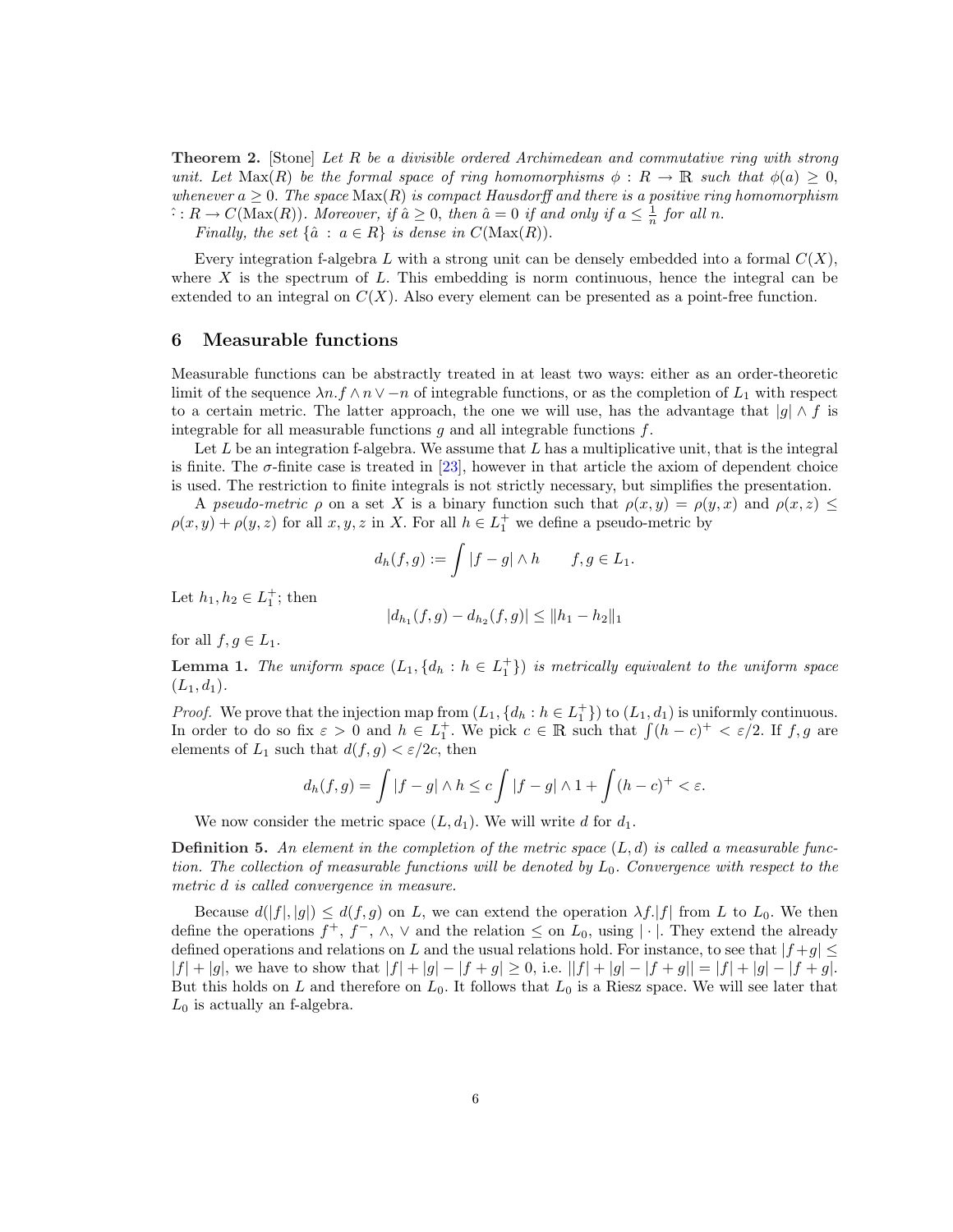**Theorem 2.** [Stone] *Let $R$ be a divisible ordered Archimedean and commutative ring with strong unit. Let $\mathrm{Max}(R)$ be the formal space of ring homomorphisms $\phi : R \to \mathbb{R}$ such that $\phi(a) \geq 0$, whenever $a \geq 0$. The space $\mathrm{Max}(R)$ is compact Hausdorff and there is a positive ring homomorphism $\hat{\cdot} : R \to C(\mathrm{Max}(R))$. Moreover, if $\hat{a} \geq 0$, then $\hat{a} = 0$ if and only if $a \leq \frac{1}{n}$ for all $n$.*

*Finally, the set $\{\hat{a} \,:\, a \in R\}$ is dense in $C(\mathrm{Max}(R))$.*

Every integration f-algebra $L$ with a strong unit can be densely embedded into a formal $C(X)$, where $X$ is the spectrum of $L$. This embedding is norm continuous, hence the integral can be extended to an integral on $C(X)$. Also every element can be presented as a point-free function.

## 6 Measurable functions

Measurable functions can be abstractly treated in at least two ways: either as an order-theoretic limit of the sequence $\lambda n.f \wedge n \vee -n$ of integrable functions, or as the completion of $L_1$ with respect to a certain metric. The latter approach, the one we will use, has the advantage that $|g| \wedge f$ is integrable for all measurable functions $g$ and all integrable functions $f$.

Let $L$ be an integration f-algebra. We assume that $L$ has a multiplicative unit, that is the integral is finite. The $\sigma$-finite case is treated in [23], however in that article the axiom of dependent choice is used. The restriction to finite integrals is not strictly necessary, but simplifies the presentation.

A *pseudo-metric* $\rho$ on a set $X$ is a binary function such that $\rho(x, y) = \rho(y, x)$ and $\rho(x, z) \leq \rho(x, y) + \rho(y, z)$ for all $x, y, z$ in $X$. For all $h \in L_1^+$ we define a pseudo-metric by

$$d_h(f, g) := \int |f - g| \wedge h \qquad f, g \in L_1.$$

Let $h_1, h_2 \in L_1^+$; then

$$|d_{h_1}(f, g) - d_{h_2}(f, g)| \leq \|h_1 - h_2\|_1$$

for all $f, g \in L_1$.

**Lemma 1.** *The uniform space $(L_1, \{d_h : h \in L_1^+\})$ is metrically equivalent to the uniform space $(L_1, d_1)$.*

*Proof.* We prove that the injection map from $(L_1, \{d_h : h \in L_1^+\})$ to $(L_1, d_1)$ is uniformly continuous. In order to do so fix $\varepsilon > 0$ and $h \in L_1^+$. We pick $c \in \mathbb{R}$ such that $\int (h - c)^+ < \varepsilon/2$. If $f, g$ are elements of $L_1$ such that $d(f, g) < \varepsilon/2c$, then

$$d_h(f, g) = \int |f - g| \wedge h \leq c \int |f - g| \wedge 1 + \int (h - c)^+ < \varepsilon.$$

We now consider the metric space $(L, d_1)$. We will write $d$ for $d_1$.

**Definition 5.** *An element in the completion of the metric space $(L, d)$ is called a measurable function. The collection of measurable functions will be denoted by $L_0$. Convergence with respect to the metric $d$ is called convergence in measure.*

Because $d(|f|, |g|) \leq d(f, g)$ on $L$, we can extend the operation $\lambda f.|f|$ from $L$ to $L_0$. We then define the operations $f^+$, $f^-$, $\wedge$, $\vee$ and the relation $\leq$ on $L_0$, using $|\cdot|$. They extend the already defined operations and relations on $L$ and the usual relations hold. For instance, to see that $|f+g| \leq |f| + |g|$, we have to show that $|f| + |g| - |f + g| \geq 0$, i.e. $||f| + |g| - |f + g|| = |f| + |g| - |f + g|$. But this holds on $L$ and therefore on $L_0$. It follows that $L_0$ is a Riesz space. We will see later that $L_0$ is actually an f-algebra.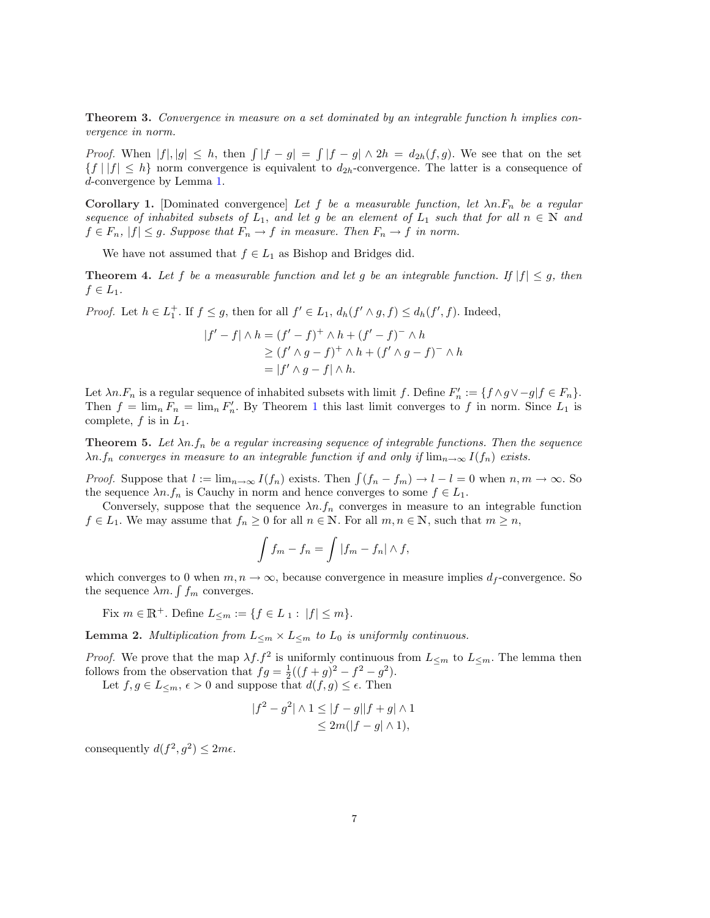**Theorem 3.** *Convergence in measure on a set dominated by an integrable function $h$ implies convergence in norm.*

*Proof.* When $|f|, |g| \leq h$, then $\int |f - g| = \int |f - g| \wedge 2h = d_{2h}(f, g)$. We see that on the set $\{f \mid |f| \leq h\}$ norm convergence is equivalent to $d_{2h}$-convergence. The latter is a consequence of $d$-convergence by Lemma 1.

**Corollary 1.** [Dominated convergence] *Let $f$ be a measurable function, let $\lambda n.F_n$ be a regular sequence of inhabited subsets of $L_1$, and let $g$ be an element of $L_1$ such that for all $n \in \mathbb{N}$ and $f \in F_n$, $|f| \leq g$. Suppose that $F_n \to f$ in measure. Then $F_n \to f$ in norm.*

We have not assumed that $f \in L_1$ as Bishop and Bridges did.

**Theorem 4.** *Let $f$ be a measurable function and let $g$ be an integrable function. If $|f| \leq g$, then $f \in L_1$.*

*Proof.* Let $h \in L_1^+$. If $f \leq g$, then for all $f' \in L_1$, $d_h(f' \wedge g, f) \leq d_h(f', f)$. Indeed,

$$
\begin{aligned}
|f' - f| \wedge h &= (f' - f)^+ \wedge h + (f' - f)^- \wedge h \\
&\geq (f' \wedge g - f)^+ \wedge h + (f' \wedge g - f)^- \wedge h \\
&= |f' \wedge g - f| \wedge h.
\end{aligned}
$$

Let $\lambda n.F_n$ is a regular sequence of inhabited subsets with limit $f$. Define $F_n' := \{f \wedge g \vee -g | f \in F_n\}$. Then $f = \lim_n F_n = \lim_n F_n'$. By Theorem 1 this last limit converges to $f$ in norm. Since $L_1$ is complete, $f$ is in $L_1$.

**Theorem 5.** *Let $\lambda n.f_n$ be a regular increasing sequence of integrable functions. Then the sequence $\lambda n.f_n$ converges in measure to an integrable function if and only if $\lim_{n\to\infty} I(f_n)$ exists.*

*Proof.* Suppose that $l := \lim_{n\to\infty} I(f_n)$ exists. Then $\int (f_n - f_m) \to l - l = 0$ when $n, m \to \infty$. So the sequence $\lambda n.f_n$ is Cauchy in norm and hence converges to some $f \in L_1$.

Conversely, suppose that the sequence $\lambda n.f_n$ converges in measure to an integrable function $f \in L_1$. We may assume that $f_n \geq 0$ for all $n \in \mathbb{N}$. For all $m, n \in \mathbb{N}$, such that $m \geq n$,

$$
\int f_m - f_n = \int |f_m - f_n| \wedge f,
$$

which converges to 0 when $m, n \to \infty$, because convergence in measure implies $d_f$-convergence. So the sequence $\lambda m. \int f_m$ converges.

Fix $m \in \mathbb{R}^+$. Define $L_{\leq m} := \{f \in L_1 : |f| \leq m\}$.

**Lemma 2.** *Multiplication from $L_{\leq m} \times L_{\leq m}$ to $L_0$ is uniformly continuous.*

*Proof.* We prove that the map $\lambda f.f^2$ is uniformly continuous from $L_{\leq m}$ to $L_{\leq m}$. The lemma then follows from the observation that $fg = \frac{1}{2}((f+g)^2 - f^2 - g^2)$.

Let $f, g \in L_{\leq m}$, $\epsilon > 0$ and suppose that $d(f, g) \leq \epsilon$. Then

$$
\begin{aligned}
|f^2 - g^2| \wedge 1 &\leq |f - g||f + g| \wedge 1 \\
&\leq 2m(|f - g| \wedge 1),
\end{aligned}
$$

consequently $d(f^2, g^2) \leq 2m\epsilon$.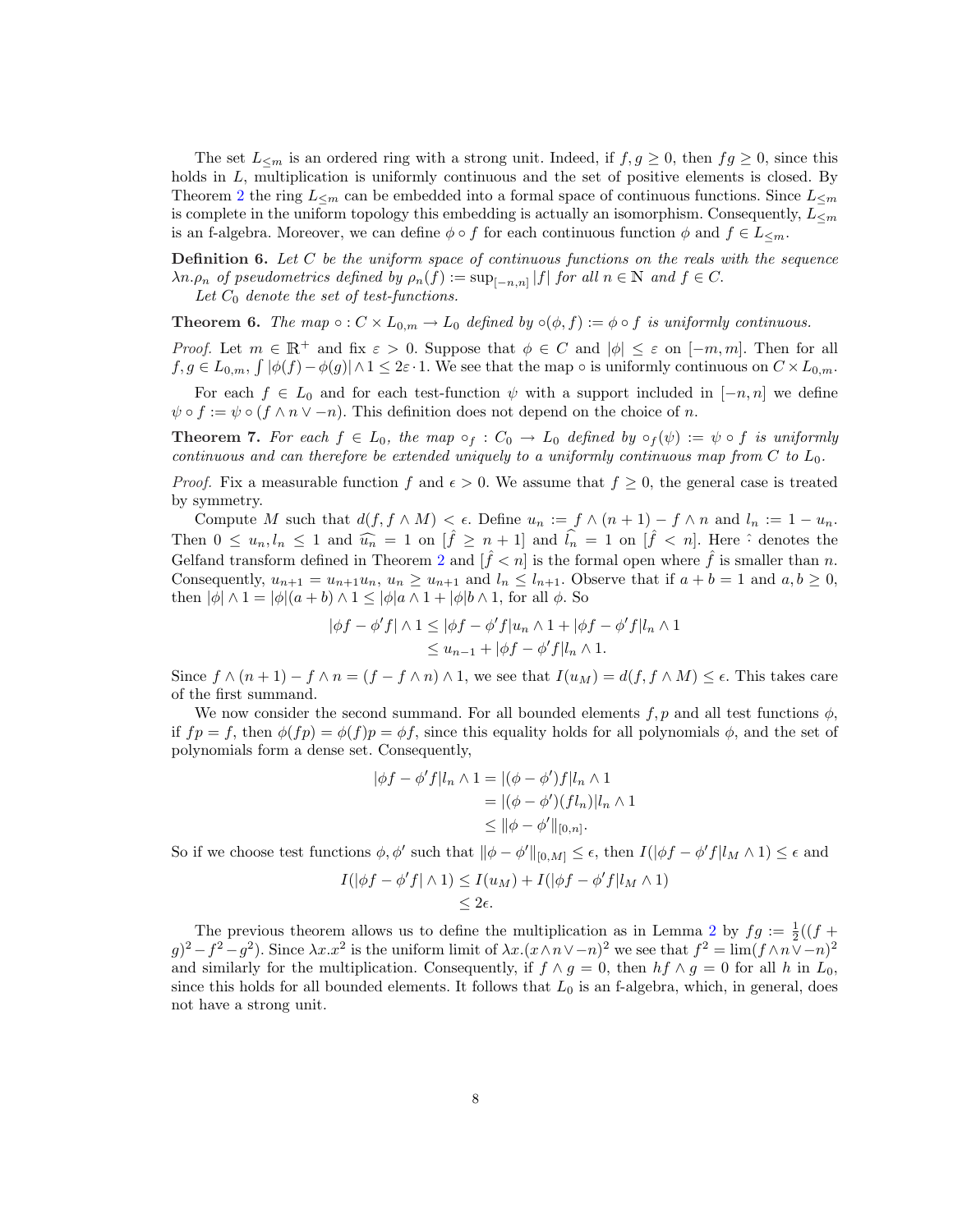The set $L_{\leq m}$ is an ordered ring with a strong unit. Indeed, if $f, g \geq 0$, then $fg \geq 0$, since this holds in $L$, multiplication is uniformly continuous and the set of positive elements is closed. By Theorem 2 the ring $L_{\leq m}$ can be embedded into a formal space of continuous functions. Since $L_{\leq m}$ is complete in the uniform topology this embedding is actually an isomorphism. Consequently, $L_{\leq m}$ is an f-algebra. Moreover, we can define $\phi \circ f$ for each continuous function $\phi$ and $f \in L_{\leq m}$.

**Definition 6.** *Let $C$ be the uniform space of continuous functions on the reals with the sequence $\lambda n.\rho_n$ of pseudometrics defined by $\rho_n(f) := \sup_{[-n,n]} |f|$ for all $n \in \mathbb{N}$ and $f \in C$.*
*Let $C_0$ denote the set of test-functions.*

**Theorem 6.** *The map $\circ : C \times L_{0,m} \to L_0$ defined by $\circ(\phi, f) := \phi \circ f$ is uniformly continuous.*

*Proof.* Let $m \in \mathbb{R}^+$ and fix $\varepsilon > 0$. Suppose that $\phi \in C$ and $|\phi| \leq \varepsilon$ on $[-m, m]$. Then for all $f, g \in L_{0,m}$, $\int |\phi(f) - \phi(g)| \wedge 1 \leq 2\varepsilon \cdot 1$. We see that the map $\circ$ is uniformly continuous on $C \times L_{0,m}$.

For each $f \in L_0$ and for each test-function $\psi$ with a support included in $[-n, n]$ we define $\psi \circ f := \psi \circ (f \wedge n \vee -n)$. This definition does not depend on the choice of $n$.

**Theorem 7.** *For each $f \in L_0$, the map $\circ_f : C_0 \to L_0$ defined by $\circ_f(\psi) := \psi \circ f$ is uniformly continuous and can therefore be extended uniquely to a uniformly continuous map from $C$ to $L_0$.*

*Proof.* Fix a measurable function $f$ and $\epsilon > 0$. We assume that $f \geq 0$, the general case is treated by symmetry.

Compute $M$ such that $d(f, f \wedge M) < \epsilon$. Define $u_n := f \wedge (n+1) - f \wedge n$ and $l_n := 1 - u_n$. Then $0 \leq u_n, l_n \leq 1$ and $\widehat{u_n} = 1$ on $[\hat{f} \geq n+1]$ and $\widehat{l_n} = 1$ on $[\hat{f} < n]$. Here $\hat{}$ denotes the Gelfand transform defined in Theorem 2 and $[\hat{f} < n]$ is the formal open where $\hat{f}$ is smaller than $n$. Consequently, $u_{n+1} = u_{n+1}u_n$, $u_n \geq u_{n+1}$ and $l_n \leq l_{n+1}$. Observe that if $a + b = 1$ and $a, b \geq 0$, then $|\phi| \wedge 1 = |\phi|(a+b) \wedge 1 \leq |\phi|a \wedge 1 + |\phi|b \wedge 1$, for all $\phi$. So

$$
\begin{aligned}
|\phi f - \phi' f| \wedge 1 &\leq |\phi f - \phi' f| u_n \wedge 1 + |\phi f - \phi' f| l_n \wedge 1 \\
&\leq u_{n-1} + |\phi f - \phi' f| l_n \wedge 1.
\end{aligned}
$$

Since $f \wedge (n+1) - f \wedge n = (f - f \wedge n) \wedge 1$, we see that $I(u_M) = d(f, f \wedge M) \leq \epsilon$. This takes care of the first summand.

We now consider the second summand. For all bounded elements $f, p$ and all test functions $\phi$, if $fp = f$, then $\phi(fp) = \phi(f)p = \phi f$, since this equality holds for all polynomials $\phi$, and the set of polynomials form a dense set. Consequently,

$$
\begin{aligned}
|\phi f - \phi' f| l_n \wedge 1 &= |(\phi - \phi') f| l_n \wedge 1 \\
&= |(\phi - \phi')(f l_n)| l_n \wedge 1 \\
&\leq \|\phi - \phi'\|_{[0,n]}.
\end{aligned}
$$

So if we choose test functions $\phi, \phi'$ such that $\|\phi - \phi'\|_{[0,M]} \leq \epsilon$, then $I(|\phi f - \phi' f| l_M \wedge 1) \leq \epsilon$ and

$$
\begin{aligned}
I(|\phi f - \phi' f| \wedge 1) &\leq I(u_M) + I(|\phi f - \phi' f| l_M \wedge 1) \\
&\leq 2\epsilon.
\end{aligned}
$$

The previous theorem allows us to define the multiplication as in Lemma 2 by $fg := \frac{1}{2}((f+g)^2 - f^2 - g^2)$. Since $\lambda x.x^2$ is the uniform limit of $\lambda x.(x \wedge n \vee -n)^2$ we see that $f^2 = \lim (f \wedge n \vee -n)^2$ and similarly for the multiplication. Consequently, if $f \wedge g = 0$, then $hf \wedge g = 0$ for all $h$ in $L_0$, since this holds for all bounded elements. It follows that $L_0$ is an f-algebra, which, in general, does not have a strong unit.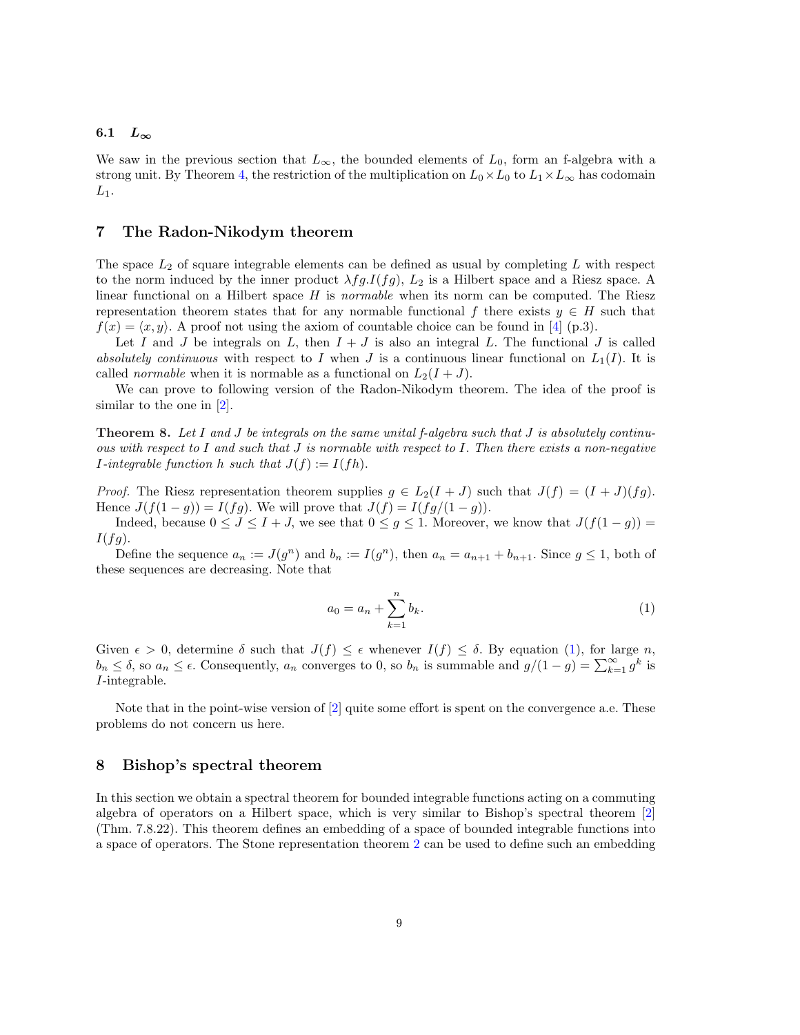### 6.1 $L_\infty$

We saw in the previous section that $L_\infty$, the bounded elements of $L_0$, form an f-algebra with a strong unit. By Theorem 4, the restriction of the multiplication on $L_0 \times L_0$ to $L_1 \times L_\infty$ has codomain $L_1$.

## 7 The Radon-Nikodym theorem

The space $L_2$ of square integrable elements can be defined as usual by completing $L$ with respect to the norm induced by the inner product $\lambda fg.I(fg)$, $L_2$ is a Hilbert space and a Riesz space. A linear functional on a Hilbert space $H$ is *normable* when its norm can be computed. The Riesz representation theorem states that for any normable functional $f$ there exists $y \in H$ such that $f(x) = \langle x, y \rangle$. A proof not using the axiom of countable choice can be found in [4] (p.3).

Let $I$ and $J$ be integrals on $L$, then $I + J$ is also an integral $L$. The functional $J$ is called *absolutely continuous* with respect to $I$ when $J$ is a continuous linear functional on $L_1(I)$. It is called *normable* when it is normable as a functional on $L_2(I + J)$.

We can prove to following version of the Radon-Nikodym theorem. The idea of the proof is similar to the one in [2].

**Theorem 8.** *Let $I$ and $J$ be integrals on the same unital f-algebra such that $J$ is absolutely continuous with respect to $I$ and such that $J$ is normable with respect to $I$. Then there exists a non-negative $I$-integrable function $h$ such that $J(f) := I(fh)$.*

*Proof.* The Riesz representation theorem supplies $g \in L_2(I + J)$ such that $J(f) = (I + J)(fg)$. Hence $J(f(1 - g)) = I(fg)$. We will prove that $J(f) = I(fg/(1 - g))$.

Indeed, because $0 \leq J \leq I + J$, we see that $0 \leq g \leq 1$. Moreover, we know that $J(f(1 - g)) = I(fg)$.

Define the sequence $a_n := J(g^n)$ and $b_n := I(g^n)$, then $a_n = a_{n+1} + b_{n+1}$. Since $g \leq 1$, both of these sequences are decreasing. Note that

$$a_0 = a_n + \sum_{k=1}^{n} b_k. \tag{1}$$

Given $\epsilon > 0$, determine $\delta$ such that $J(f) \leq \epsilon$ whenever $I(f) \leq \delta$. By equation (1), for large $n$, $b_n \leq \delta$, so $a_n \leq \epsilon$. Consequently, $a_n$ converges to 0, so $b_n$ is summable and $g/(1 - g) = \sum_{k=1}^{\infty} g^k$ is $I$-integrable.

Note that in the point-wise version of [2] quite some effort is spent on the convergence a.e. These problems do not concern us here.

## 8 Bishop's spectral theorem

In this section we obtain a spectral theorem for bounded integrable functions acting on a commuting algebra of operators on a Hilbert space, which is very similar to Bishop's spectral theorem [2] (Thm. 7.8.22). This theorem defines an embedding of a space of bounded integrable functions into a space of operators. The Stone representation theorem 2 can be used to define such an embedding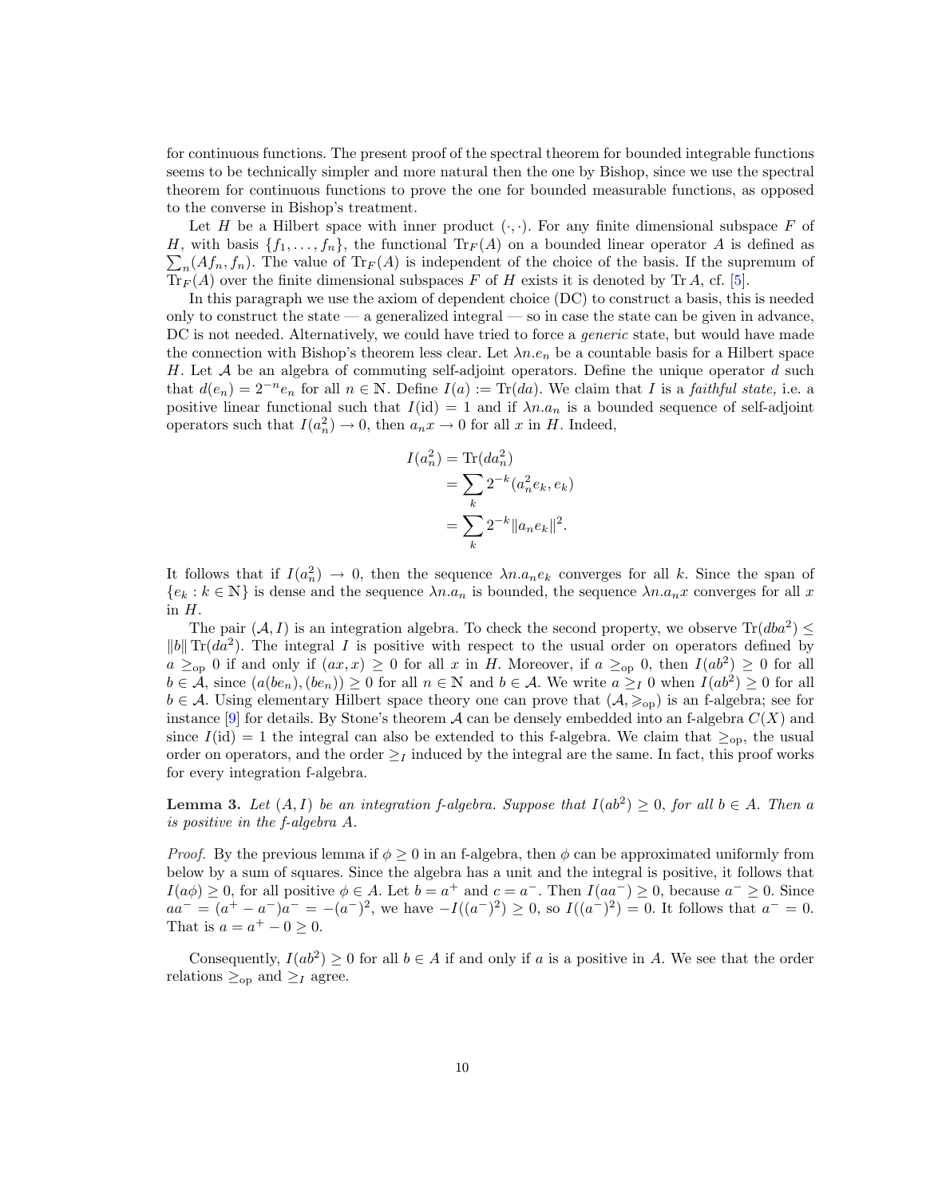for continuous functions. The present proof of the spectral theorem for bounded integrable functions seems to be technically simpler and more natural then the one by Bishop, since we use the spectral theorem for continuous functions to prove the one for bounded measurable functions, as opposed to the converse in Bishop's treatment.

Let $H$ be a Hilbert space with inner product $(\cdot,\cdot)$. For any finite dimensional subspace $F$ of $H$, with basis $\{f_1,\ldots,f_n\}$, the functional $\mathrm{Tr}_F(A)$ on a bounded linear operator $A$ is defined as $\sum_n (Af_n, f_n)$. The value of $\mathrm{Tr}_F(A)$ is independent of the choice of the basis. If the supremum of $\mathrm{Tr}_F(A)$ over the finite dimensional subspaces $F$ of $H$ exists it is denoted by $\mathrm{Tr}\,A$, cf. [5].

In this paragraph we use the axiom of dependent choice (DC) to construct a basis, this is needed only to construct the state — a generalized integral — so in case the state can be given in advance, DC is not needed. Alternatively, we could have tried to force a *generic* state, but would have made the connection with Bishop's theorem less clear. Let $\lambda n.e_n$ be a countable basis for a Hilbert space $H$. Let $\mathcal{A}$ be an algebra of commuting self-adjoint operators. Define the unique operator $d$ such that $d(e_n) = 2^{-n}e_n$ for all $n \in \mathbb{N}$. Define $I(a) := \mathrm{Tr}(da)$. We claim that $I$ is a *faithful state,* i.e. a positive linear functional such that $I(\mathrm{id}) = 1$ and if $\lambda n.a_n$ is a bounded sequence of self-adjoint operators such that $I(a_n^2) \to 0$, then $a_n x \to 0$ for all $x$ in $H$. Indeed,

$$
\begin{aligned}
I(a_n^2) &= \mathrm{Tr}(da_n^2)\\
&= \sum_k 2^{-k}(a_n^2 e_k, e_k)\\
&= \sum_k 2^{-k}\|a_n e_k\|^2.
\end{aligned}
$$

It follows that if $I(a_n^2) \to 0$, then the sequence $\lambda n.a_n e_k$ converges for all $k$. Since the span of $\{e_k : k \in \mathbb{N}\}$ is dense and the sequence $\lambda n.a_n$ is bounded, the sequence $\lambda n.a_n x$ converges for all $x$ in $H$.

The pair $(\mathcal{A}, I)$ is an integration algebra. To check the second property, we observe $\mathrm{Tr}(dba^2) \leq \|b\|\,\mathrm{Tr}(da^2)$. The integral $I$ is positive with respect to the usual order on operators defined by $a \geq_{\mathrm{op}} 0$ if and only if $(ax, x) \geq 0$ for all $x$ in $H$. Moreover, if $a \geq_{\mathrm{op}} 0$, then $I(ab^2) \geq 0$ for all $b \in \mathcal{A}$, since $(a(be_n),(be_n)) \geq 0$ for all $n \in \mathbb{N}$ and $b \in \mathcal{A}$. We write $a \geq_I 0$ when $I(ab^2) \geq 0$ for all $b \in \mathcal{A}$. Using elementary Hilbert space theory one can prove that $(\mathcal{A}, \geqslant_{\mathrm{op}})$ is an f-algebra; see for instance [9] for details. By Stone's theorem $\mathcal{A}$ can be densely embedded into an f-algebra $C(X)$ and since $I(\mathrm{id}) = 1$ the integral can also be extended to this f-algebra. We claim that $\geq_{\mathrm{op}}$, the usual order on operators, and the order $\geq_I$ induced by the integral are the same. In fact, this proof works for every integration f-algebra.

**Lemma 3.** *Let $(A, I)$ be an integration f-algebra. Suppose that $I(ab^2) \geq 0$, for all $b \in A$. Then $a$ is positive in the f-algebra $A$.*

*Proof.* By the previous lemma if $\phi \geq 0$ in an f-algebra, then $\phi$ can be approximated uniformly from below by a sum of squares. Since the algebra has a unit and the integral is positive, it follows that $I(a\phi) \geq 0$, for all positive $\phi \in A$. Let $b = a^+$ and $c = a^-$. Then $I(aa^-) \geq 0$, because $a^- \geq 0$. Since $aa^- = (a^+ - a^-)a^- = -(a^-)^2$, we have $-I((a^-)^2) \geq 0$, so $I((a^-)^2) = 0$. It follows that $a^- = 0$. That is $a = a^+ - 0 \geq 0$.

Consequently, $I(ab^2) \geq 0$ for all $b \in A$ if and only if $a$ is a positive in $A$. We see that the order relations $\geq_{\mathrm{op}}$ and $\geq_I$ agree.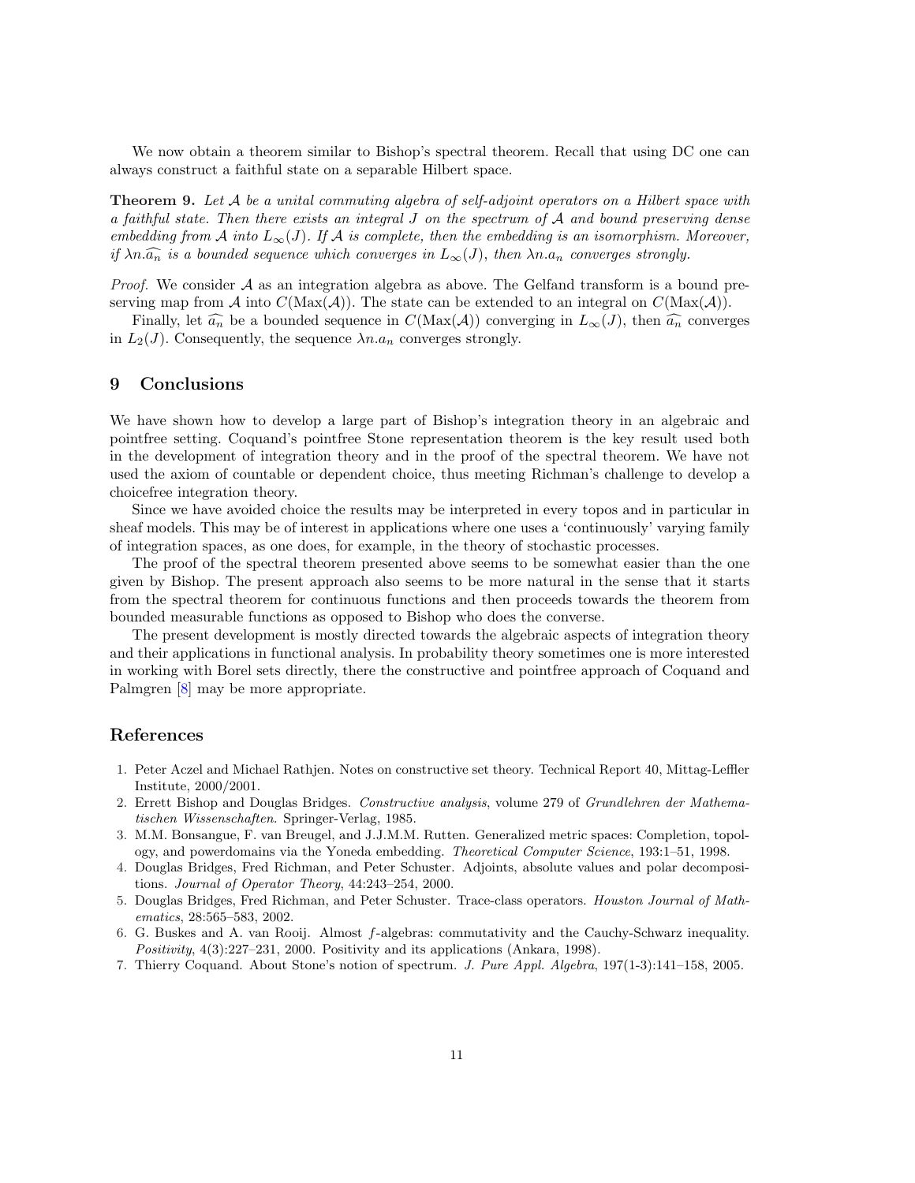We now obtain a theorem similar to Bishop's spectral theorem. Recall that using DC one can always construct a faithful state on a separable Hilbert space.

**Theorem 9.** *Let $\mathcal{A}$ be a unital commuting algebra of self-adjoint operators on a Hilbert space with a faithful state. Then there exists an integral $J$ on the spectrum of $\mathcal{A}$ and bound preserving dense embedding from $\mathcal{A}$ into $L_\infty(J)$. If $\mathcal{A}$ is complete, then the embedding is an isomorphism. Moreover, if $\lambda n.\widehat{a_n}$ is a bounded sequence which converges in $L_\infty(J)$, then $\lambda n.a_n$ converges strongly.*

*Proof.* We consider $\mathcal{A}$ as an integration algebra as above. The Gelfand transform is a bound preserving map from $\mathcal{A}$ into $C(\mathrm{Max}(\mathcal{A}))$. The state can be extended to an integral on $C(\mathrm{Max}(\mathcal{A}))$.

Finally, let $\widehat{a_n}$ be a bounded sequence in $C(\mathrm{Max}(\mathcal{A}))$ converging in $L_\infty(J)$, then $\widehat{a_n}$ converges in $L_2(J)$. Consequently, the sequence $\lambda n.a_n$ converges strongly.

## 9 Conclusions

We have shown how to develop a large part of Bishop's integration theory in an algebraic and pointfree setting. Coquand's pointfree Stone representation theorem is the key result used both in the development of integration theory and in the proof of the spectral theorem. We have not used the axiom of countable or dependent choice, thus meeting Richman's challenge to develop a choicefree integration theory.

Since we have avoided choice the results may be interpreted in every topos and in particular in sheaf models. This may be of interest in applications where one uses a 'continuously' varying family of integration spaces, as one does, for example, in the theory of stochastic processes.

The proof of the spectral theorem presented above seems to be somewhat easier than the one given by Bishop. The present approach also seems to be more natural in the sense that it starts from the spectral theorem for continuous functions and then proceeds towards the theorem from bounded measurable functions as opposed to Bishop who does the converse.

The present development is mostly directed towards the algebraic aspects of integration theory and their applications in functional analysis. In probability theory sometimes one is more interested in working with Borel sets directly, there the constructive and pointfree approach of Coquand and Palmgren [8] may be more appropriate.

## References

1. Peter Aczel and Michael Rathjen. Notes on constructive set theory. Technical Report 40, Mittag-Leffler Institute, 2000/2001.
2. Errett Bishop and Douglas Bridges. *Constructive analysis*, volume 279 of *Grundlehren der Mathematischen Wissenschaften*. Springer-Verlag, 1985.
3. M.M. Bonsangue, F. van Breugel, and J.J.M.M. Rutten. Generalized metric spaces: Completion, topology, and powerdomains via the Yoneda embedding. *Theoretical Computer Science*, 193:1–51, 1998.
4. Douglas Bridges, Fred Richman, and Peter Schuster. Adjoints, absolute values and polar decompositions. *Journal of Operator Theory*, 44:243–254, 2000.
5. Douglas Bridges, Fred Richman, and Peter Schuster. Trace-class operators. *Houston Journal of Mathematics*, 28:565–583, 2002.
6. G. Buskes and A. van Rooij. Almost $f$-algebras: commutativity and the Cauchy-Schwarz inequality. *Positivity*, 4(3):227–231, 2000. Positivity and its applications (Ankara, 1998).
7. Thierry Coquand. About Stone's notion of spectrum. *J. Pure Appl. Algebra*, 197(1-3):141–158, 2005.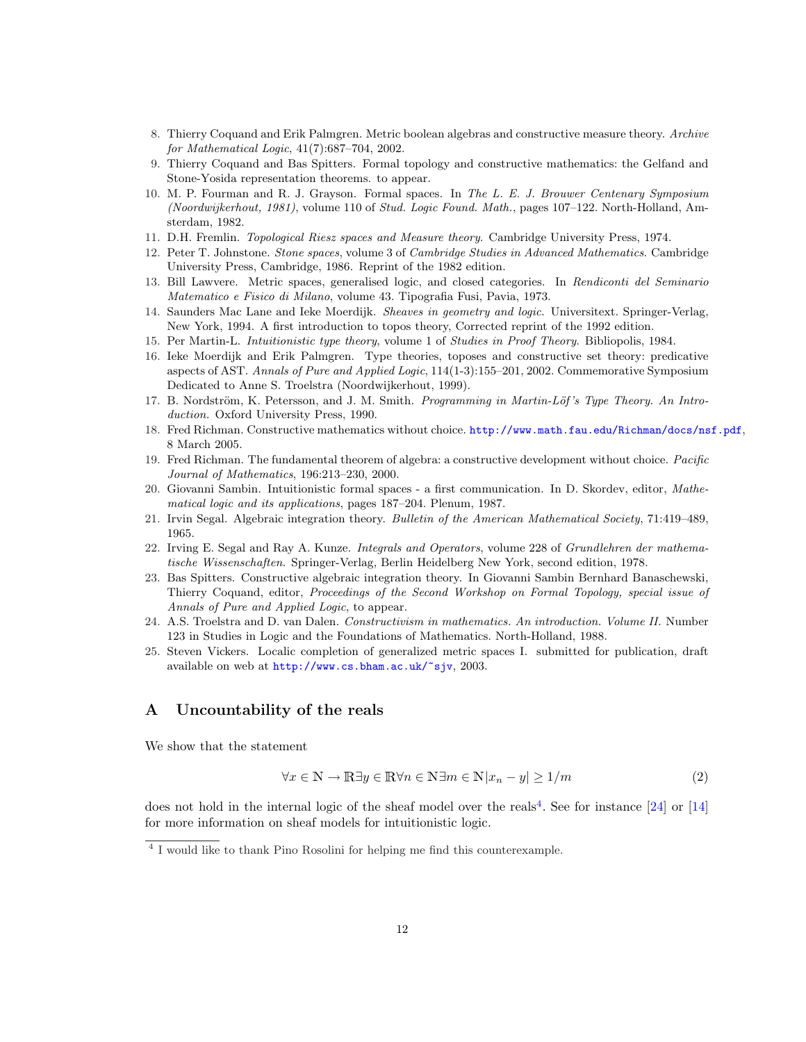8. Thierry Coquand and Erik Palmgren. Metric boolean algebras and constructive measure theory. *Archive for Mathematical Logic*, 41(7):687–704, 2002.
9. Thierry Coquand and Bas Spitters. Formal topology and constructive mathematics: the Gelfand and Stone-Yosida representation theorems. to appear.
10. M. P. Fourman and R. J. Grayson. Formal spaces. In *The L. E. J. Brouwer Centenary Symposium (Noordwijkerhout, 1981)*, volume 110 of *Stud. Logic Found. Math.*, pages 107–122. North-Holland, Amsterdam, 1982.
11. D.H. Fremlin. *Topological Riesz spaces and Measure theory*. Cambridge University Press, 1974.
12. Peter T. Johnstone. *Stone spaces*, volume 3 of *Cambridge Studies in Advanced Mathematics*. Cambridge University Press, Cambridge, 1986. Reprint of the 1982 edition.
13. Bill Lawvere. Metric spaces, generalised logic, and closed categories. In *Rendiconti del Seminario Matematico e Fisico di Milano*, volume 43. Tipografia Fusi, Pavia, 1973.
14. Saunders Mac Lane and Ieke Moerdijk. *Sheaves in geometry and logic*. Universitext. Springer-Verlag, New York, 1994. A first introduction to topos theory, Corrected reprint of the 1992 edition.
15. Per Martin-L. *Intuitionistic type theory*, volume 1 of *Studies in Proof Theory*. Bibliopolis, 1984.
16. Ieke Moerdijk and Erik Palmgren. Type theories, toposes and constructive set theory: predicative aspects of AST. *Annals of Pure and Applied Logic*, 114(1-3):155–201, 2002. Commemorative Symposium Dedicated to Anne S. Troelstra (Noordwijkerhout, 1999).
17. B. Nordström, K. Petersson, and J. M. Smith. *Programming in Martin-Löf's Type Theory. An Introduction*. Oxford University Press, 1990.
18. Fred Richman. Constructive mathematics without choice. http://www.math.fau.edu/Richman/docs/nsf.pdf, 8 March 2005.
19. Fred Richman. The fundamental theorem of algebra: a constructive development without choice. *Pacific Journal of Mathematics*, 196:213–230, 2000.
20. Giovanni Sambin. Intuitionistic formal spaces - a first communication. In D. Skordev, editor, *Mathematical logic and its applications*, pages 187–204. Plenum, 1987.
21. Irvin Segal. Algebraic integration theory. *Bulletin of the American Mathematical Society*, 71:419–489, 1965.
22. Irving E. Segal and Ray A. Kunze. *Integrals and Operators*, volume 228 of *Grundlehren der mathematische Wissenschaften*. Springer-Verlag, Berlin Heidelberg New York, second edition, 1978.
23. Bas Spitters. Constructive algebraic integration theory. In Giovanni Sambin Bernhard Banaschewski, Thierry Coquand, editor, *Proceedings of the Second Workshop on Formal Topology, special issue of Annals of Pure and Applied Logic*, to appear.
24. A.S. Troelstra and D. van Dalen. *Constructivism in mathematics. An introduction. Volume II.* Number 123 in Studies in Logic and the Foundations of Mathematics. North-Holland, 1988.
25. Steven Vickers. Localic completion of generalized metric spaces I. submitted for publication, draft available on web at http://www.cs.bham.ac.uk/~sjv, 2003.

## A Uncountability of the reals

We show that the statement

$$\forall x \in \mathbb{N} \to \mathbb{R} \exists y \in \mathbb{R} \forall n \in \mathbb{N} \exists m \in \mathbb{N} |x_n - y| \geq 1/m \tag{2}$$

does not hold in the internal logic of the sheaf model over the reals[4]. See for instance [24] or [14] for more information on sheaf models for intuitionistic logic.

[4] I would like to thank Pino Rosolini for helping me find this counterexample.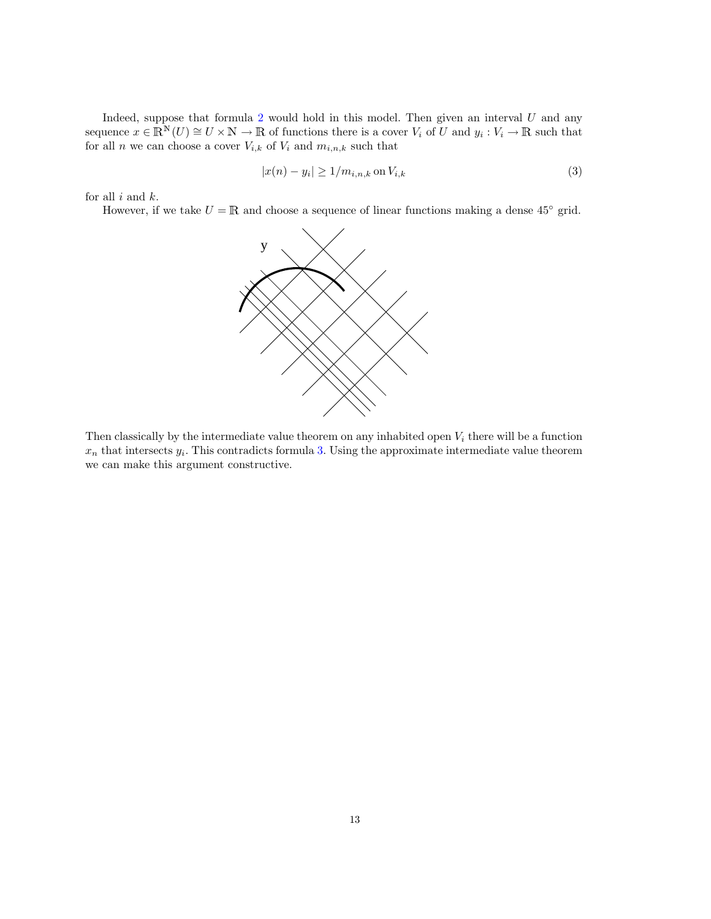Indeed, suppose that formula 2 would hold in this model. Then given an interval $U$ and any sequence $x \in \mathbb{R}^{\mathbb{N}}(U) \cong U \times \mathbb{N} \to \mathbb{R}$ of functions there is a cover $V_i$ of $U$ and $y_i : V_i \to \mathbb{R}$ such that for all $n$ we can choose a cover $V_{i,k}$ of $V_i$ and $m_{i,n,k}$ such that

$$|x(n) - y_i| \geq 1/m_{i,n,k} \text{ on } V_{i,k} \tag{3}$$

for all $i$ and $k$.

However, if we take $U = \mathbb{R}$ and choose a sequence of linear functions making a dense $45^\circ$ grid.

y

Then classically by the intermediate value theorem on any inhabited open $V_i$ there will be a function $x_n$ that intersects $y_i$. This contradicts formula 3. Using the approximate intermediate value theorem we can make this argument constructive.